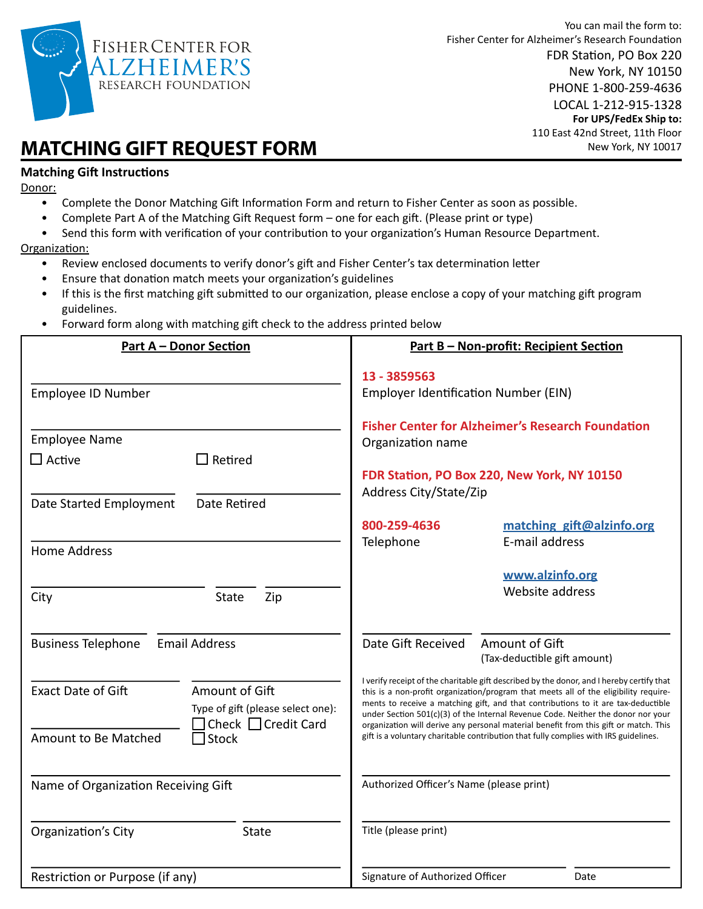FISHER CENTER FOR ALZHEIMER'S RESEARCH FOUNDATION

You can mail the form to:
Fisher Center for Alzheimer's Research Foundation
FDR Station, PO Box 220
New York, NY 10150
PHONE 1-800-259-4636
LOCAL 1-212-915-1328
**For UPS/FedEx Ship to:**
110 East 42nd Street, 11th Floor
New York, NY 10017

# MATCHING GIFT REQUEST FORM

**Matching Gift Instructions**

Donor:

- Complete the Donor Matching Gift Information Form and return to Fisher Center as soon as possible.
- Complete Part A of the Matching Gift Request form – one for each gift. (Please print or type)
- Send this form with verification of your contribution to your organization's Human Resource Department.

Organization:

- Review enclosed documents to verify donor's gift and Fisher Center's tax determination letter
- Ensure that donation match meets your organization's guidelines
- If this is the first matching gift submitted to our organization, please enclose a copy of your matching gift program guidelines.
- Forward form along with matching gift check to the address printed below

## Part A – Donor Section

Employee ID Number: ______________________

Employee Name: ______________________

☐ Active ☐ Retired

Date Started Employment: __________ Date Retired: __________

Home Address: ______________________

City: __________ State: ____ Zip: ______

Business Telephone: __________ Email Address: __________

Exact Date of Gift: __________ Amount of Gift: __________

Type of gift (please select one): ☐ Check ☐ Credit Card ☐ Stock

Amount to Be Matched: __________

Name of Organization Receiving Gift: ______________________

Organization's City: __________ State: ____

Restriction or Purpose (if any): ______________________

## Part B – Non-profit: Recipient Section

**13 - 3859563**
Employer Identification Number (EIN)

**Fisher Center for Alzheimer's Research Foundation**
Organization name

**FDR Station, PO Box 220, New York, NY 10150**
Address City/State/Zip

**800-259-4636**
Telephone

**matching_gift@alzinfo.org**
E-mail address

**www.alzinfo.org**
Website address

Date Gift Received: __________ Amount of Gift (Tax-deductible gift amount): __________

I verify receipt of the charitable gift described by the donor, and I hereby certify that this is a non-profit organization/program that meets all of the eligibility requirements to receive a matching gift, and that contributions to it are tax-deductible under Section 501(c)(3) of the Internal Revenue Code. Neither the donor nor your organization will derive any personal material benefit from this gift or match. This gift is a voluntary charitable contribution that fully complies with IRS guidelines.

Authorized Officer's Name (please print): ______________________

Title (please print): ______________________

Signature of Authorized Officer: __________ Date: __________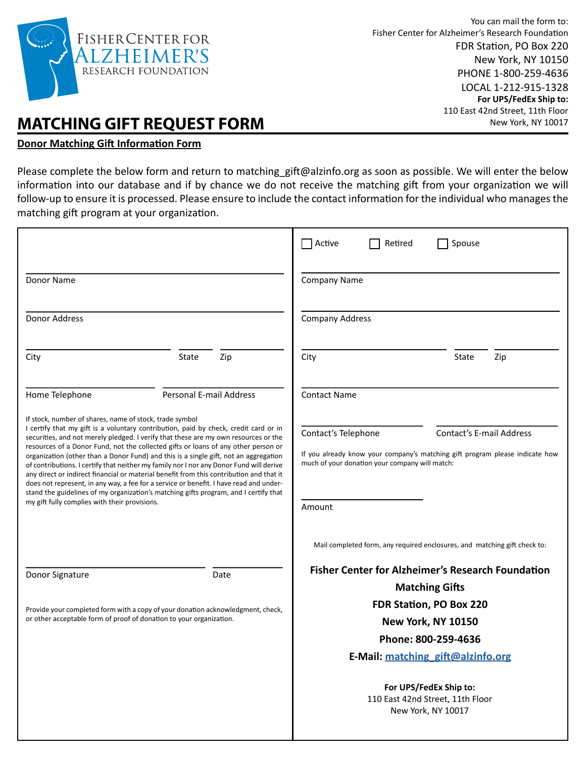FISHER CENTER FOR ALZHEIMER'S RESEARCH FOUNDATION

You can mail the form to:
Fisher Center for Alzheimer's Research Foundation
FDR Station, PO Box 220
New York, NY 10150
PHONE 1-800-259-4636
LOCAL 1-212-915-1328
**For UPS/FedEx Ship to:**
110 East 42nd Street, 11th Floor
New York, NY 10017

# MATCHING GIFT REQUEST FORM

**Donor Matching Gift Information Form**

Please complete the below form and return to matching_gift@alzinfo.org as soon as possible. We will enter the below information into our database and if by chance we do not receive the matching gift from your organization we will follow-up to ensure it is processed. Please ensure to include the contact information for the individual who manages the matching gift program at your organization.

Donor Name

Donor Address

City State Zip

Home Telephone Personal E-mail Address

If stock, number of shares, name of stock, trade symbol

I certify that my gift is a voluntary contribution, paid by check, credit card or in securities, and not merely pledged. I verify that these are my own resources or the resources of a Donor Fund, not the collected gifts or loans of any other person or organization (other than a Donor Fund) and this is a single gift, not an aggregation of contributions. I certify that neither my family nor I nor any Donor Fund will derive any direct or indirect financial or material benefit from this contribution and that it does not represent, in any way, a fee for a service or benefit. I have read and understand the guidelines of my organization's matching gifts program, and I certify that my gift fully complies with their provisions.

Donor Signature Date

Provide your completed form with a copy of your donation acknowledgment, check, or other acceptable form of proof of donation to your organization.

☐ Active ☐ Retired ☐ Spouse

Company Name

Company Address

City State Zip

Contact Name

Contact's Telephone Contact's E-mail Address

If you already know your company's matching gift program please indicate how much of your donation your company will match:

Amount

Mail completed form, any required enclosures, and matching gift check to:

**Fisher Center for Alzheimer's Research Foundation**
**Matching Gifts**
**FDR Station, PO Box 220**
**New York, NY 10150**
**Phone: 800-259-4636**
**E-Mail: matching_gift@alzinfo.org**

**For UPS/FedEx Ship to:**
110 East 42nd Street, 11th Floor
New York, NY 10017